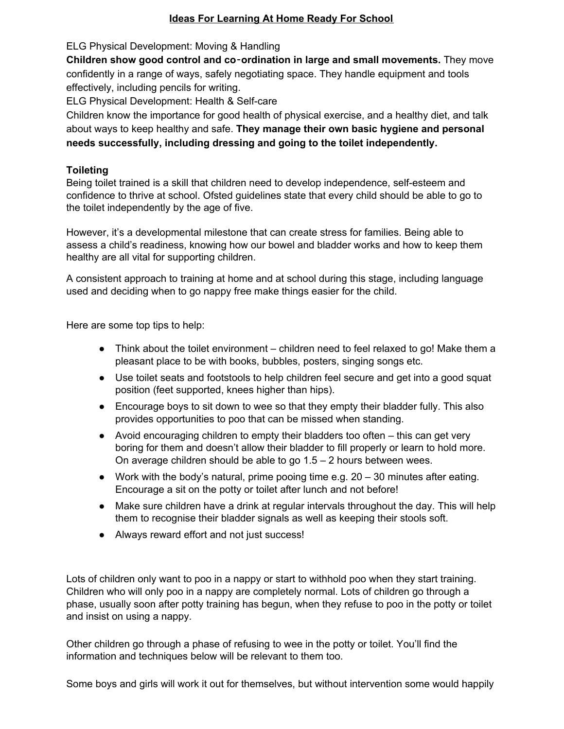# Ideas For Learning At Home Ready For School

ELG Physical Development: Moving & Handling

**Children show good control and co-ordination in large and small movements.** They move confidently in a range of ways, safely negotiating space. They handle equipment and tools effectively, including pencils for writing.

ELG Physical Development: Health & Self-care

Children know the importance for good health of physical exercise, and a healthy diet, and talk about ways to keep healthy and safe. **They manage their own basic hygiene and personal needs successfully, including dressing and going to the toilet independently.**

## Toileting

Being toilet trained is a skill that children need to develop independence, self-esteem and confidence to thrive at school. Ofsted guidelines state that every child should be able to go to the toilet independently by the age of five.

However, it's a developmental milestone that can create stress for families. Being able to assess a child's readiness, knowing how our bowel and bladder works and how to keep them healthy are all vital for supporting children.

A consistent approach to training at home and at school during this stage, including language used and deciding when to go nappy free make things easier for the child.

Here are some top tips to help:

- Think about the toilet environment – children need to feel relaxed to go! Make them a pleasant place to be with books, bubbles, posters, singing songs etc.
- Use toilet seats and footstools to help children feel secure and get into a good squat position (feet supported, knees higher than hips).
- Encourage boys to sit down to wee so that they empty their bladder fully. This also provides opportunities to poo that can be missed when standing.
- Avoid encouraging children to empty their bladders too often – this can get very boring for them and doesn't allow their bladder to fill properly or learn to hold more. On average children should be able to go 1.5 – 2 hours between wees.
- Work with the body's natural, prime pooing time e.g. 20 – 30 minutes after eating. Encourage a sit on the potty or toilet after lunch and not before!
- Make sure children have a drink at regular intervals throughout the day. This will help them to recognise their bladder signals as well as keeping their stools soft.
- Always reward effort and not just success!

Lots of children only want to poo in a nappy or start to withhold poo when they start training. Children who will only poo in a nappy are completely normal. Lots of children go through a phase, usually soon after potty training has begun, when they refuse to poo in the potty or toilet and insist on using a nappy.

Other children go through a phase of refusing to wee in the potty or toilet. You'll find the information and techniques below will be relevant to them too.

Some boys and girls will work it out for themselves, but without intervention some would happily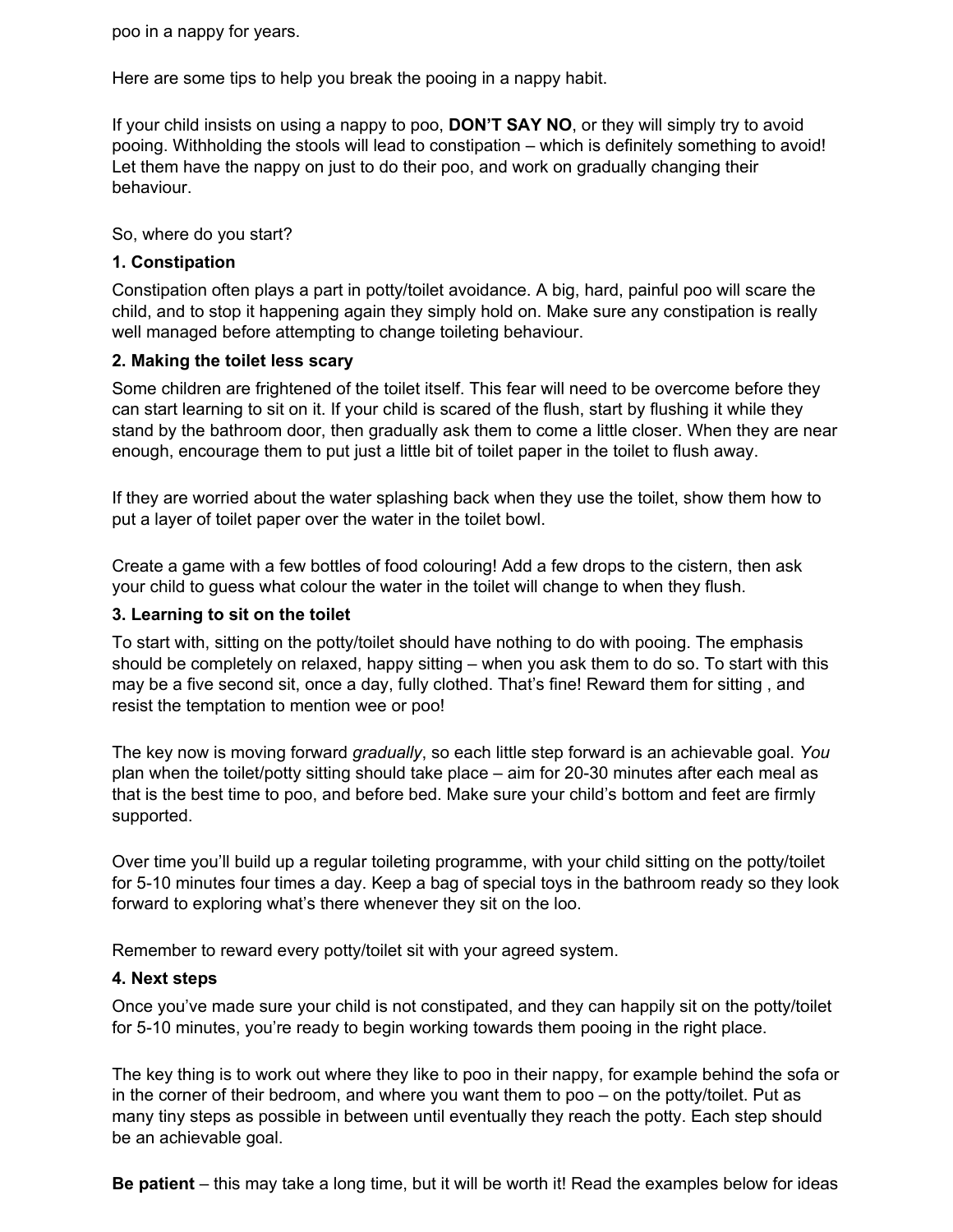poo in a nappy for years.

Here are some tips to help you break the pooing in a nappy habit.

If your child insists on using a nappy to poo, **DON'T SAY NO**, or they will simply try to avoid pooing. Withholding the stools will lead to constipation – which is definitely something to avoid! Let them have the nappy on just to do their poo, and work on gradually changing their behaviour.

So, where do you start?

**1. Constipation**

Constipation often plays a part in potty/toilet avoidance. A big, hard, painful poo will scare the child, and to stop it happening again they simply hold on. Make sure any constipation is really well managed before attempting to change toileting behaviour.

**2. Making the toilet less scary**

Some children are frightened of the toilet itself. This fear will need to be overcome before they can start learning to sit on it. If your child is scared of the flush, start by flushing it while they stand by the bathroom door, then gradually ask them to come a little closer. When they are near enough, encourage them to put just a little bit of toilet paper in the toilet to flush away.

If they are worried about the water splashing back when they use the toilet, show them how to put a layer of toilet paper over the water in the toilet bowl.

Create a game with a few bottles of food colouring! Add a few drops to the cistern, then ask your child to guess what colour the water in the toilet will change to when they flush.

**3. Learning to sit on the toilet**

To start with, sitting on the potty/toilet should have nothing to do with pooing. The emphasis should be completely on relaxed, happy sitting – when you ask them to do so. To start with this may be a five second sit, once a day, fully clothed. That's fine! Reward them for sitting , and resist the temptation to mention wee or poo!

The key now is moving forward *gradually*, so each little step forward is an achievable goal. *You* plan when the toilet/potty sitting should take place – aim for 20-30 minutes after each meal as that is the best time to poo, and before bed. Make sure your child's bottom and feet are firmly supported.

Over time you'll build up a regular toileting programme, with your child sitting on the potty/toilet for 5-10 minutes four times a day. Keep a bag of special toys in the bathroom ready so they look forward to exploring what's there whenever they sit on the loo.

Remember to reward every potty/toilet sit with your agreed system.

**4. Next steps**

Once you've made sure your child is not constipated, and they can happily sit on the potty/toilet for 5-10 minutes, you're ready to begin working towards them pooing in the right place.

The key thing is to work out where they like to poo in their nappy, for example behind the sofa or in the corner of their bedroom, and where you want them to poo – on the potty/toilet. Put as many tiny steps as possible in between until eventually they reach the potty. Each step should be an achievable goal.

**Be patient** – this may take a long time, but it will be worth it! Read the examples below for ideas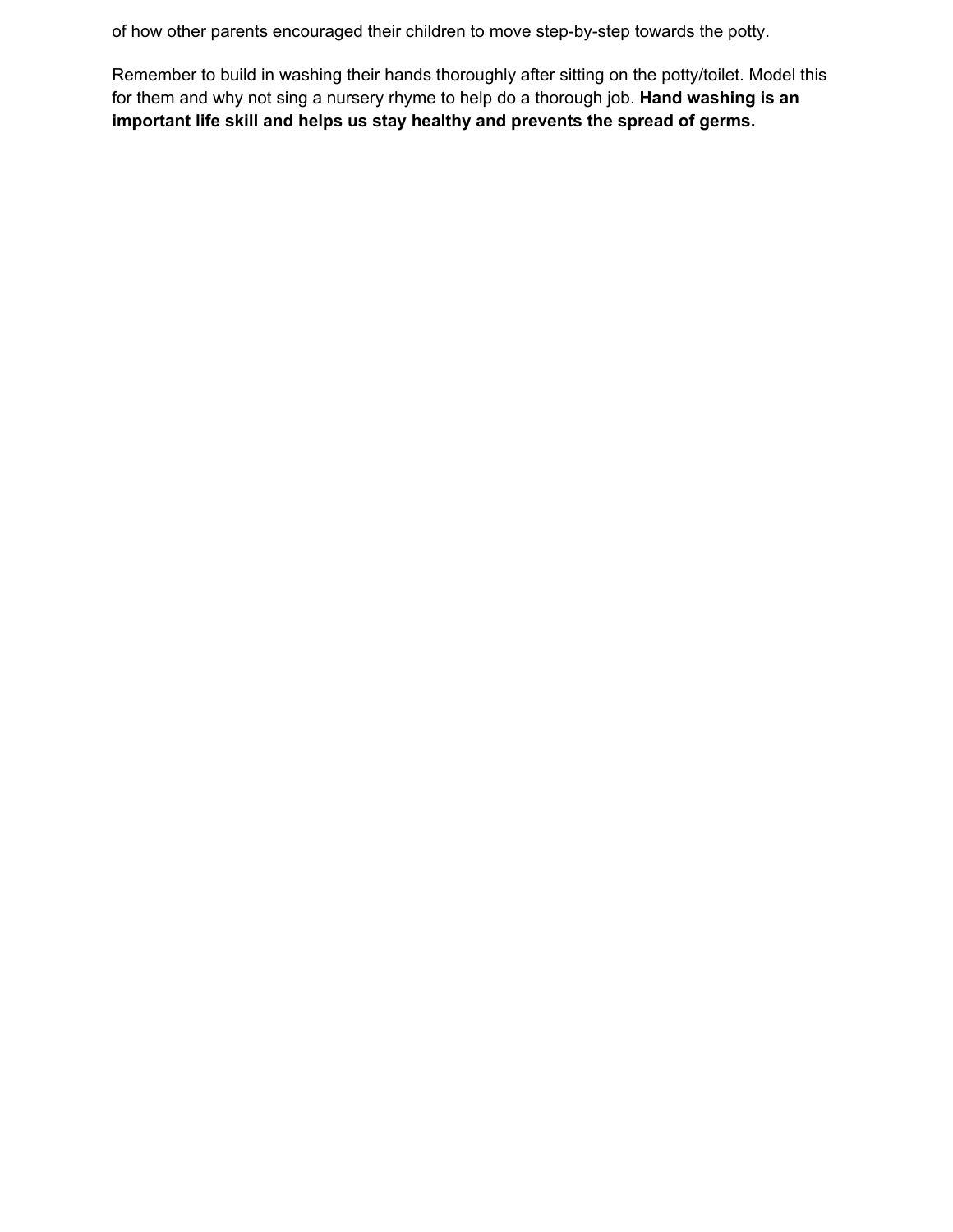of how other parents encouraged their children to move step-by-step towards the potty.

Remember to build in washing their hands thoroughly after sitting on the potty/toilet. Model this for them and why not sing a nursery rhyme to help do a thorough job. **Hand washing is an important life skill and helps us stay healthy and prevents the spread of germs.**